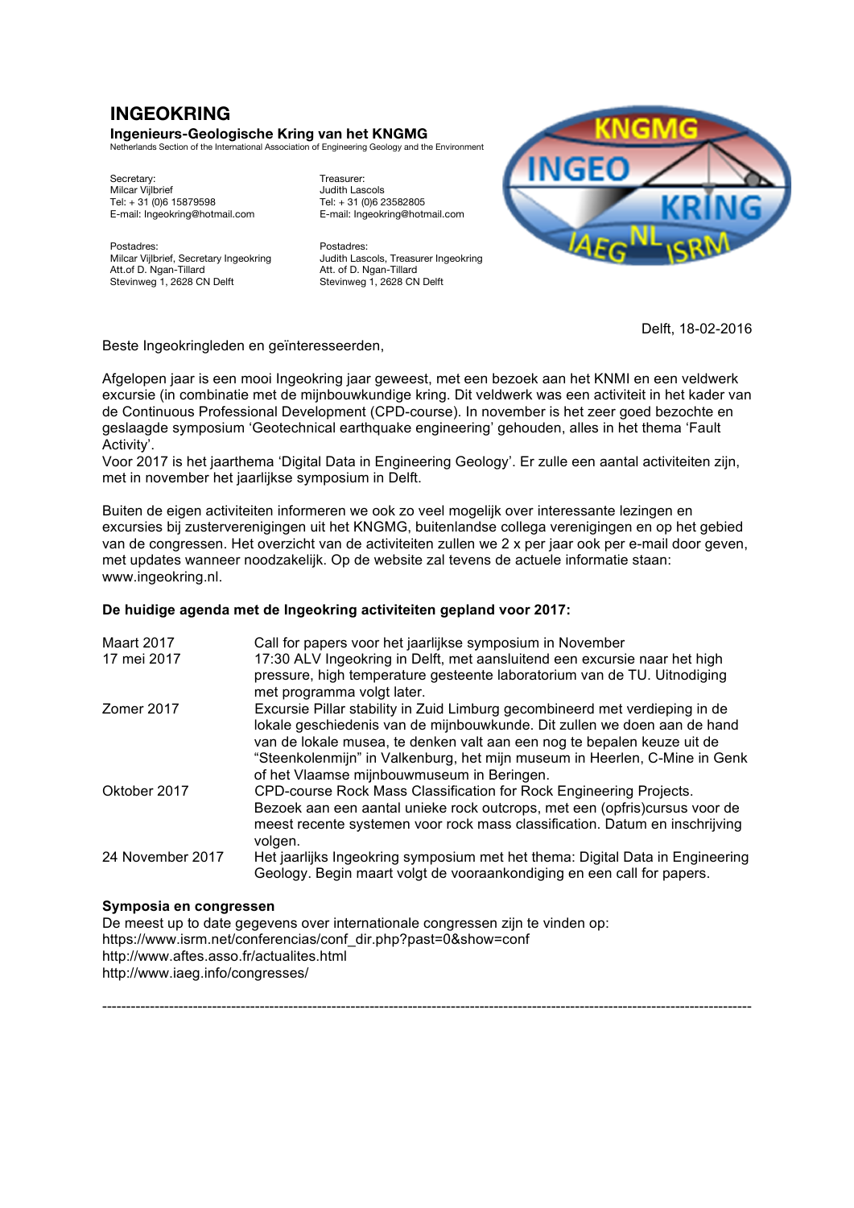# INGEOKRING

**Ingenieurs-Geologische Kring van het KNGMG**
Netherlands Section of the International Association of Engineering Geology and the Environment

Secretary:
Milcar Vijlbrief
Tel: + 31 (0)6 15879598
E-mail: Ingeokring@hotmail.com

Postadres:
Milcar Vijlbrief, Secretary Ingeokring
Att.of D. Ngan-Tillard
Stevinweg 1, 2628 CN Delft

Treasurer:
Judith Lascols
Tel: + 31 (0)6 23582805
E-mail: Ingeokring@hotmail.com

Postadres:
Judith Lascols, Treasurer Ingeokring
Att. of D. Ngan-Tillard
Stevinweg 1, 2628 CN Delft

Delft, 18-02-2016

Beste Ingeokringleden en geïnteresseerden,

Afgelopen jaar is een mooi Ingeokring jaar geweest, met een bezoek aan het KNMI en een veldwerk excursie (in combinatie met de mijnbouwkundige kring. Dit veldwerk was een activiteit in het kader van de Continuous Professional Development (CPD-course). In november is het zeer goed bezochte en geslaagde symposium 'Geotechnical earthquake engineering' gehouden, alles in het thema 'Fault Activity'.
Voor 2017 is het jaarthema 'Digital Data in Engineering Geology'. Er zulle een aantal activiteiten zijn, met in november het jaarlijkse symposium in Delft.

Buiten de eigen activiteiten informeren we ook zo veel mogelijk over interessante lezingen en excursies bij zusterverenigingen uit het KNGMG, buitenlandse collega verenigingen en op het gebied van de congressen. Het overzicht van de activiteiten zullen we 2 x per jaar ook per e-mail door geven, met updates wanneer noodzakelijk. Op de website zal tevens de actuele informatie staan: www.ingeokring.nl.

**De huidige agenda met de Ingeokring activiteiten gepland voor 2017:**

| | |
|---|---|
| Maart 2017 | Call for papers voor het jaarlijkse symposium in November |
| 17 mei 2017 | 17:30 ALV Ingeokring in Delft, met aansluitend een excursie naar het high pressure, high temperature gesteente laboratorium van de TU. Uitnodiging met programma volgt later. |
| Zomer 2017 | Excursie Pillar stability in Zuid Limburg gecombineerd met verdieping in de lokale geschiedenis van de mijnbouwkunde. Dit zullen we doen aan de hand van de lokale musea, te denken valt aan een nog te bepalen keuze uit de "Steenkolenmijn" in Valkenburg, het mijn museum in Heerlen, C-Mine in Genk of het Vlaamse mijnbouwmuseum in Beringen. |
| Oktober 2017 | CPD-course Rock Mass Classification for Rock Engineering Projects. Bezoek aan een aantal unieke rock outcrops, met een (opfris)cursus voor de meest recente systemen voor rock mass classification. Datum en inschrijving volgen. |
| 24 November 2017 | Het jaarlijks Ingeokring symposium met het thema: Digital Data in Engineering Geology. Begin maart volgt de vooraankondiging en een call for papers. |

**Symposia en congressen**
De meest up to date gegevens over internationale congressen zijn te vinden op:
https://www.isrm.net/conferencias/conf_dir.php?past=0&show=conf
http://www.aftes.asso.fr/actualites.html
http://www.iaeg.info/congresses/

---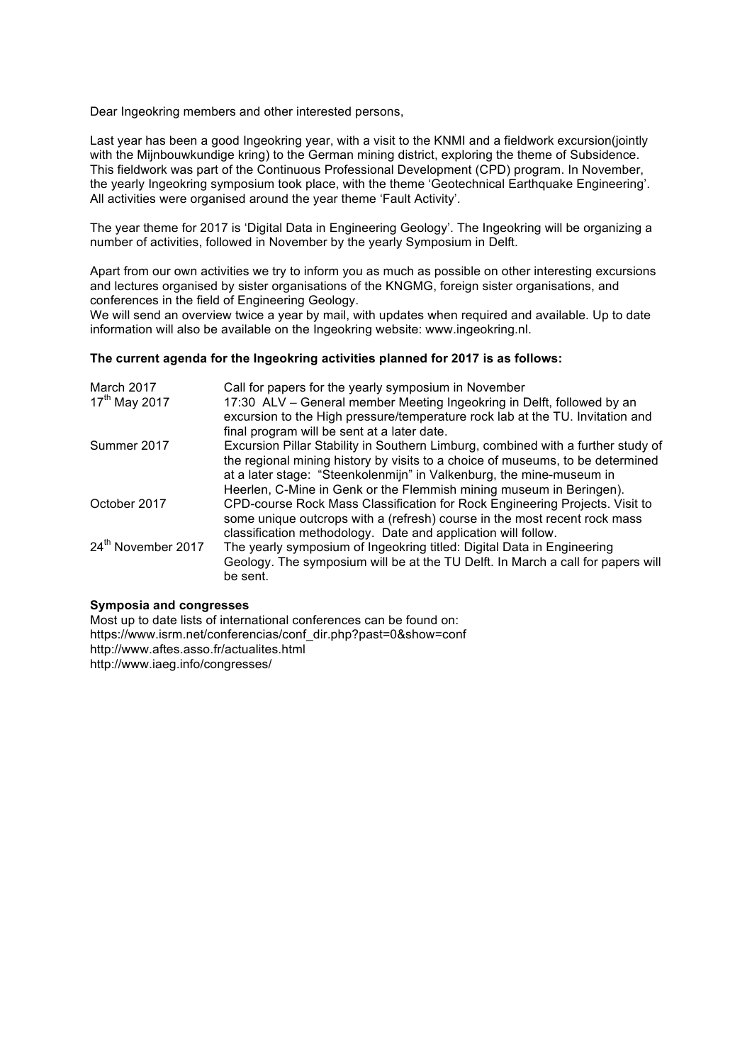Dear Ingeokring members and other interested persons,

Last year has been a good Ingeokring year, with a visit to the KNMI and a fieldwork excursion(jointly with the Mijnbouwkundige kring) to the German mining district, exploring the theme of Subsidence. This fieldwork was part of the Continuous Professional Development (CPD) program. In November, the yearly Ingeokring symposium took place, with the theme 'Geotechnical Earthquake Engineering'. All activities were organised around the year theme 'Fault Activity'.

The year theme for 2017 is 'Digital Data in Engineering Geology'. The Ingeokring will be organizing a number of activities, followed in November by the yearly Symposium in Delft.

Apart from our own activities we try to inform you as much as possible on other interesting excursions and lectures organised by sister organisations of the KNGMG, foreign sister organisations, and conferences in the field of Engineering Geology.
We will send an overview twice a year by mail, with updates when required and available. Up to date information will also be available on the Ingeokring website: www.ingeokring.nl.

**The current agenda for the Ingeokring activities planned for 2017 is as follows:**

| | |
|---|---|
| March 2017 | Call for papers for the yearly symposium in November |
| 17th May 2017 | 17:30 ALV – General member Meeting Ingeokring in Delft, followed by an excursion to the High pressure/temperature rock lab at the TU. Invitation and final program will be sent at a later date. |
| Summer 2017 | Excursion Pillar Stability in Southern Limburg, combined with a further study of the regional mining history by visits to a choice of museums, to be determined at a later stage: "Steenkolenmijn" in Valkenburg, the mine-museum in Heerlen, C-Mine in Genk or the Flemmish mining museum in Beringen). |
| October 2017 | CPD-course Rock Mass Classification for Rock Engineering Projects. Visit to some unique outcrops with a (refresh) course in the most recent rock mass classification methodology. Date and application will follow. |
| 24th November 2017 | The yearly symposium of Ingeokring titled: Digital Data in Engineering Geology. The symposium will be at the TU Delft. In March a call for papers will be sent. |

**Symposia and congresses**

Most up to date lists of international conferences can be found on:
https://www.isrm.net/conferencias/conf_dir.php?past=0&show=conf
http://www.aftes.asso.fr/actualites.html
http://www.iaeg.info/congresses/